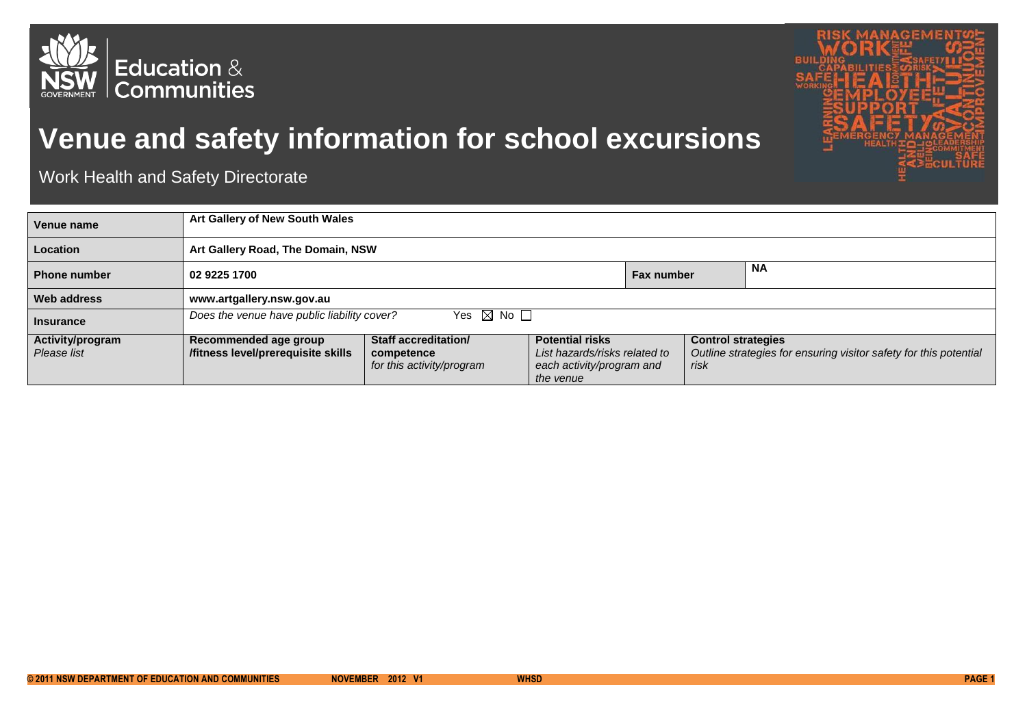# Venue and safety information for school excursions

Work Health and Safety Directorate

| Venue name | Art Gallery of New South Wales | | | |
|---|---|---|---|---|
| Location | Art Gallery Road, The Domain, NSW | | | |
| Phone number | 02 9225 1700 | | Fax number | NA |
| Web address | www.artgallery.nsw.gov.au | | | |
| Insurance | *Does the venue have public liability cover?* Yes ☒ No ☐ | | | |
| **Activity/program** *Please list* | **Recommended age group /fitness level/prerequisite skills** | **Staff accreditation/ competence** *for this activity/program* | **Potential risks** *List hazards/risks related to each activity/program and the venue* | **Control strategies** *Outline strategies for ensuring visitor safety for this potential risk* |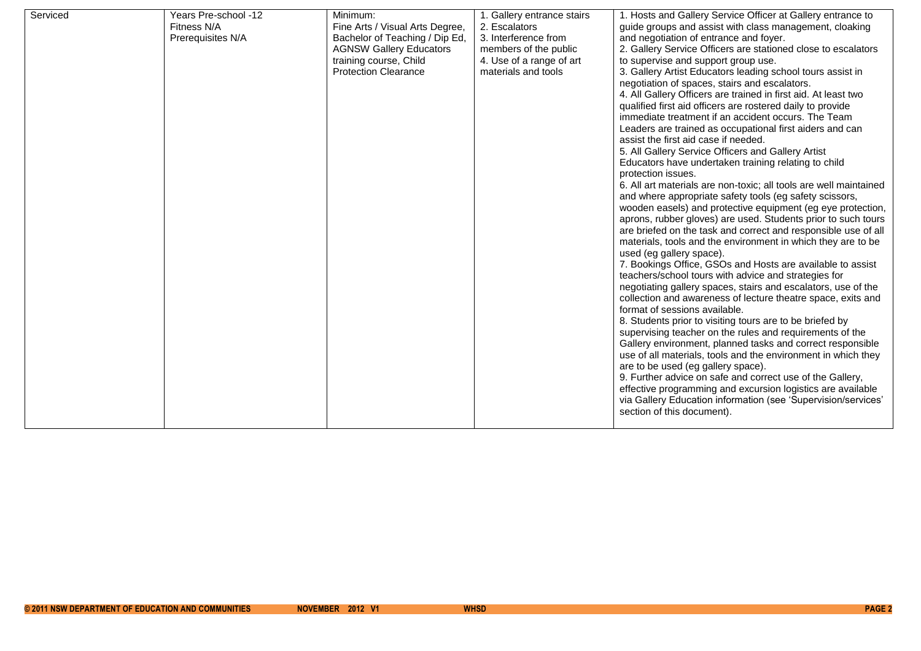| | | | | |
|---|---|---|---|---|
| Serviced | Years Pre-school -12<br>Fitness N/A<br>Prerequisites N/A | Minimum:<br>Fine Arts / Visual Arts Degree, Bachelor of Teaching / Dip Ed, AGNSW Gallery Educators training course, Child Protection Clearance | 1. Gallery entrance stairs<br>2. Escalators<br>3. Interference from members of the public<br>4. Use of a range of art materials and tools | 1. Hosts and Gallery Service Officer at Gallery entrance to guide groups and assist with class management, cloaking and negotiation of entrance and foyer.<br>2. Gallery Service Officers are stationed close to escalators to supervise and support group use.<br>3. Gallery Artist Educators leading school tours assist in negotiation of spaces, stairs and escalators.<br>4. All Gallery Officers are trained in first aid. At least two qualified first aid officers are rostered daily to provide immediate treatment if an accident occurs. The Team Leaders are trained as occupational first aiders and can assist the first aid case if needed.<br>5. All Gallery Service Officers and Gallery Artist Educators have undertaken training relating to child protection issues.<br>6. All art materials are non-toxic; all tools are well maintained and where appropriate safety tools (eg safety scissors, wooden easels) and protective equipment (eg eye protection, aprons, rubber gloves) are used. Students prior to such tours are briefed on the task and correct and responsible use of all materials, tools and the environment in which they are to be used (eg gallery space).<br>7. Bookings Office, GSOs and Hosts are available to assist teachers/school tours with advice and strategies for negotiating gallery spaces, stairs and escalators, use of the collection and awareness of lecture theatre space, exits and format of sessions available.<br>8. Students prior to visiting tours are to be briefed by supervising teacher on the rules and requirements of the Gallery environment, planned tasks and correct responsible use of all materials, tools and the environment in which they are to be used (eg gallery space).<br>9. Further advice on safe and correct use of the Gallery, effective programming and excursion logistics are available via Gallery Education information (see 'Supervision/services' section of this document). |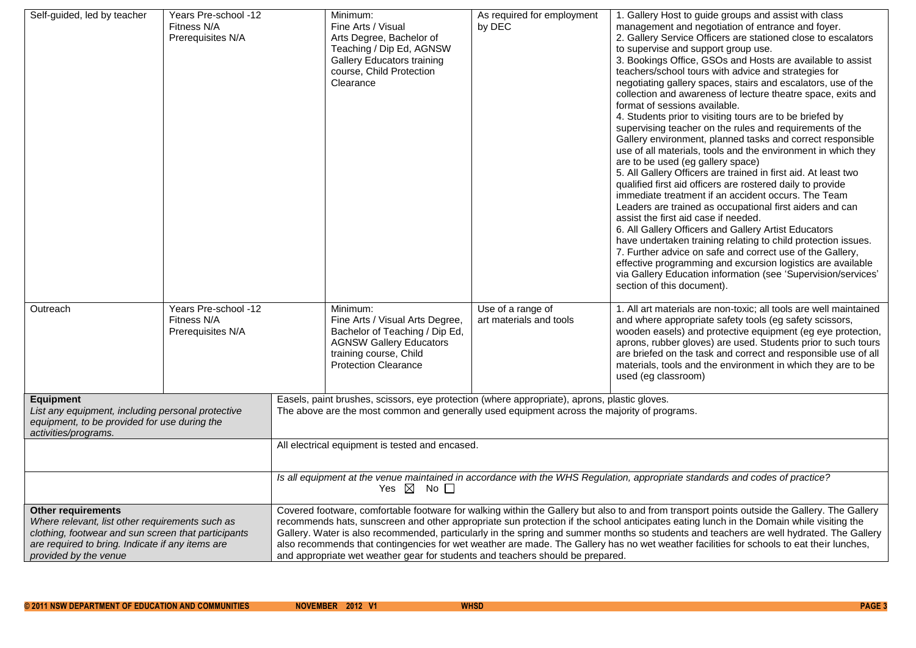| | | | | |
|---|---|---|---|---|
| Self-guided, led by teacher | Years Pre-school -12<br>Fitness N/A<br>Prerequisites N/A | Minimum:<br>Fine Arts / Visual Arts Degree, Bachelor of Teaching / Dip Ed, AGNSW Gallery Educators training course, Child Protection Clearance | As required for employment by DEC | 1. Gallery Host to guide groups and assist with class management and negotiation of entrance and foyer.<br>2. Gallery Service Officers are stationed close to escalators to supervise and support group use.<br>3. Bookings Office, GSOs and Hosts are available to assist teachers/school tours with advice and strategies for negotiating gallery spaces, stairs and escalators, use of the collection and awareness of lecture theatre space, exits and format of sessions available.<br>4. Students prior to visiting tours are to be briefed by supervising teacher on the rules and requirements of the Gallery environment, planned tasks and correct responsible use of all materials, tools and the environment in which they are to be used (eg gallery space)<br>5. All Gallery Officers are trained in first aid. At least two qualified first aid officers are rostered daily to provide immediate treatment if an accident occurs. The Team Leaders are trained as occupational first aiders and can assist the first aid case if needed.<br>6. All Gallery Officers and Gallery Artist Educators have undertaken training relating to child protection issues.<br>7. Further advice on safe and correct use of the Gallery, effective programming and excursion logistics are available via Gallery Education information (see 'Supervision/services' section of this document). |
| Outreach | Years Pre-school -12<br>Fitness N/A<br>Prerequisites N/A | Minimum:<br>Fine Arts / Visual Arts Degree, Bachelor of Teaching / Dip Ed, AGNSW Gallery Educators training course, Child Protection Clearance | Use of a range of art materials and tools | 1. All art materials are non-toxic; all tools are well maintained and where appropriate safety tools (eg safety scissors, wooden easels) and protective equipment (eg eye protection, aprons, rubber gloves) are used. Students prior to such tours are briefed on the task and correct and responsible use of all materials, tools and the environment in which they are to be used (eg classroom) |

| | |
|---|---|
| **Equipment**<br>*List any equipment, including personal protective equipment, to be provided for use during the activities/programs.* | Easels, paint brushes, scissors, eye protection (where appropriate), aprons, plastic gloves.<br>The above are the most common and generally used equipment across the majority of programs. |
| | All electrical equipment is tested and encased. |
| | *Is all equipment at the venue maintained in accordance with the WHS Regulation, appropriate standards and codes of practice?*<br>Yes ☒ No ☐ |
| **Other requirements**<br>*Where relevant, list other requirements such as clothing, footwear and sun screen that participants are required to bring. Indicate if any items are provided by the venue* | Covered footware, comfortable footware for walking within the Gallery but also to and from transport points outside the Gallery. The Gallery recommends hats, sunscreen and other appropriate sun protection if the school anticipates eating lunch in the Domain while visiting the Gallery. Water is also recommended, particularly in the spring and summer months so students and teachers are well hydrated. The Gallery also recommends that contingencies for wet weather are made. The Gallery has no wet weather facilities for schools to eat their lunches, and appropriate wet weather gear for students and teachers should be prepared. |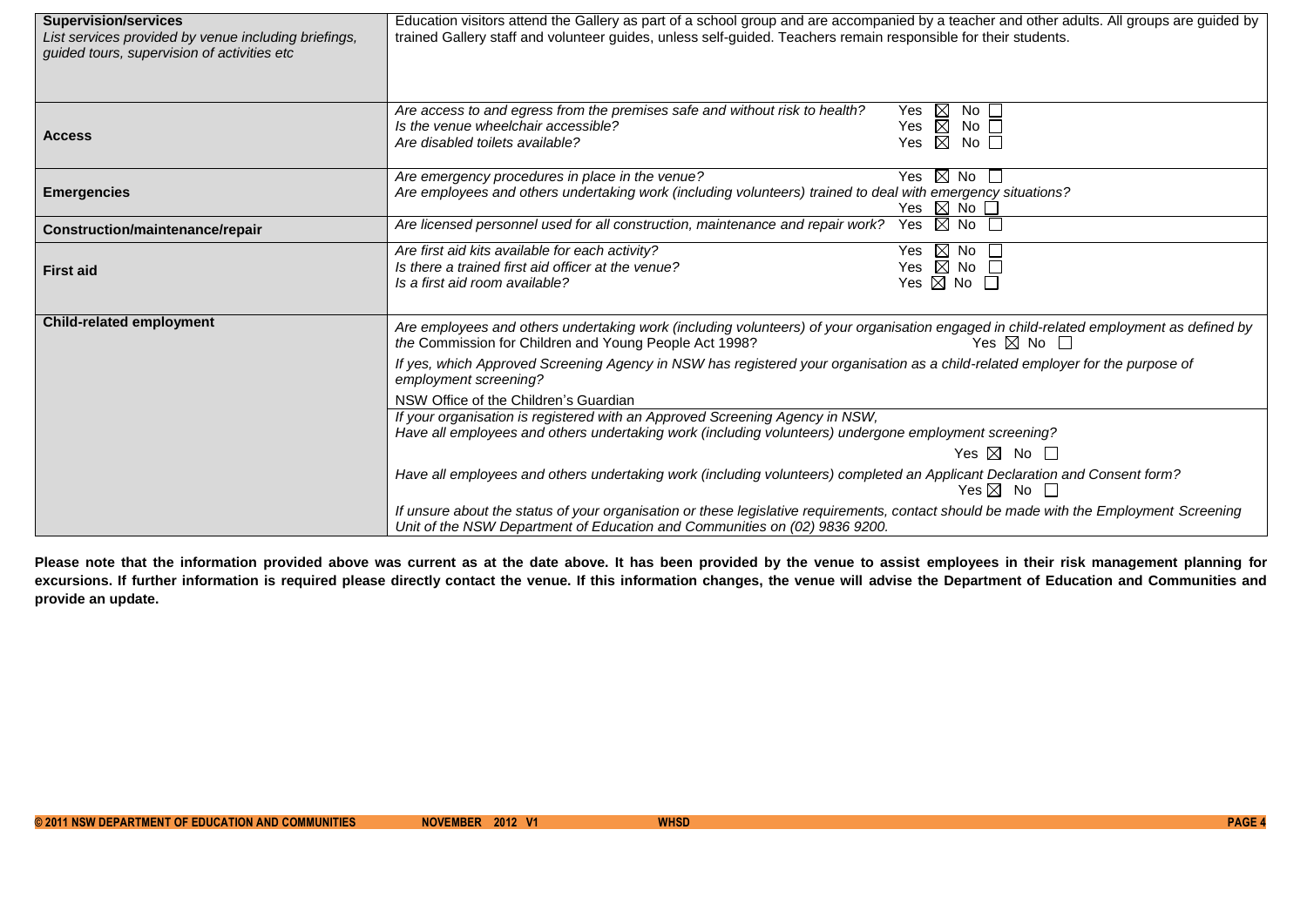| | |
|---|---|
| **Supervision/services**<br>*List services provided by venue including briefings, guided tours, supervision of activities etc* | Education visitors attend the Gallery as part of a school group and are accompanied by a teacher and other adults. All groups are guided by trained Gallery staff and volunteer guides, unless self-guided. Teachers remain responsible for their students. |
| **Access** | *Are access to and egress from the premises safe and without risk to health?* Yes ☒ No ☐<br>*Is the venue wheelchair accessible?* Yes ☒ No ☐<br>*Are disabled toilets available?* Yes ☒ No ☐ |
| **Emergencies** | *Are emergency procedures in place in the venue?* Yes ☒ No ☐<br>*Are employees and others undertaking work (including volunteers) trained to deal with emergency situations?* Yes ☒ No ☐ |
| **Construction/maintenance/repair** | *Are licensed personnel used for all construction, maintenance and repair work?* Yes ☒ No ☐ |
| **First aid** | *Are first aid kits available for each activity?* Yes ☒ No ☐<br>*Is there a trained first aid officer at the venue?* Yes ☒ No ☐<br>*Is a first aid room available?* Yes ☒ No ☐ |
| **Child-related employment** | *Are employees and others undertaking work (including volunteers) of your organisation engaged in child-related employment as defined by the* Commission for Children and Young People Act 1998? Yes ☒ No ☐<br>*If yes, which Approved Screening Agency in NSW has registered your organisation as a child-related employer for the purpose of employment screening?*<br>NSW Office of the Children's Guardian |
| | *If your organisation is registered with an Approved Screening Agency in NSW,*<br>*Have all employees and others undertaking work (including volunteers) undergone employment screening?* Yes ☒ No ☐<br>*Have all employees and others undertaking work (including volunteers) completed an Applicant Declaration and Consent form?* Yes ☒ No ☐<br>*If unsure about the status of your organisation or these legislative requirements, contact should be made with the Employment Screening Unit of the NSW Department of Education and Communities on (02) 9836 9200.* |

**Please note that the information provided above was current as at the date above. It has been provided by the venue to assist employees in their risk management planning for excursions. If further information is required please directly contact the venue. If this information changes, the venue will advise the Department of Education and Communities and provide an update.**